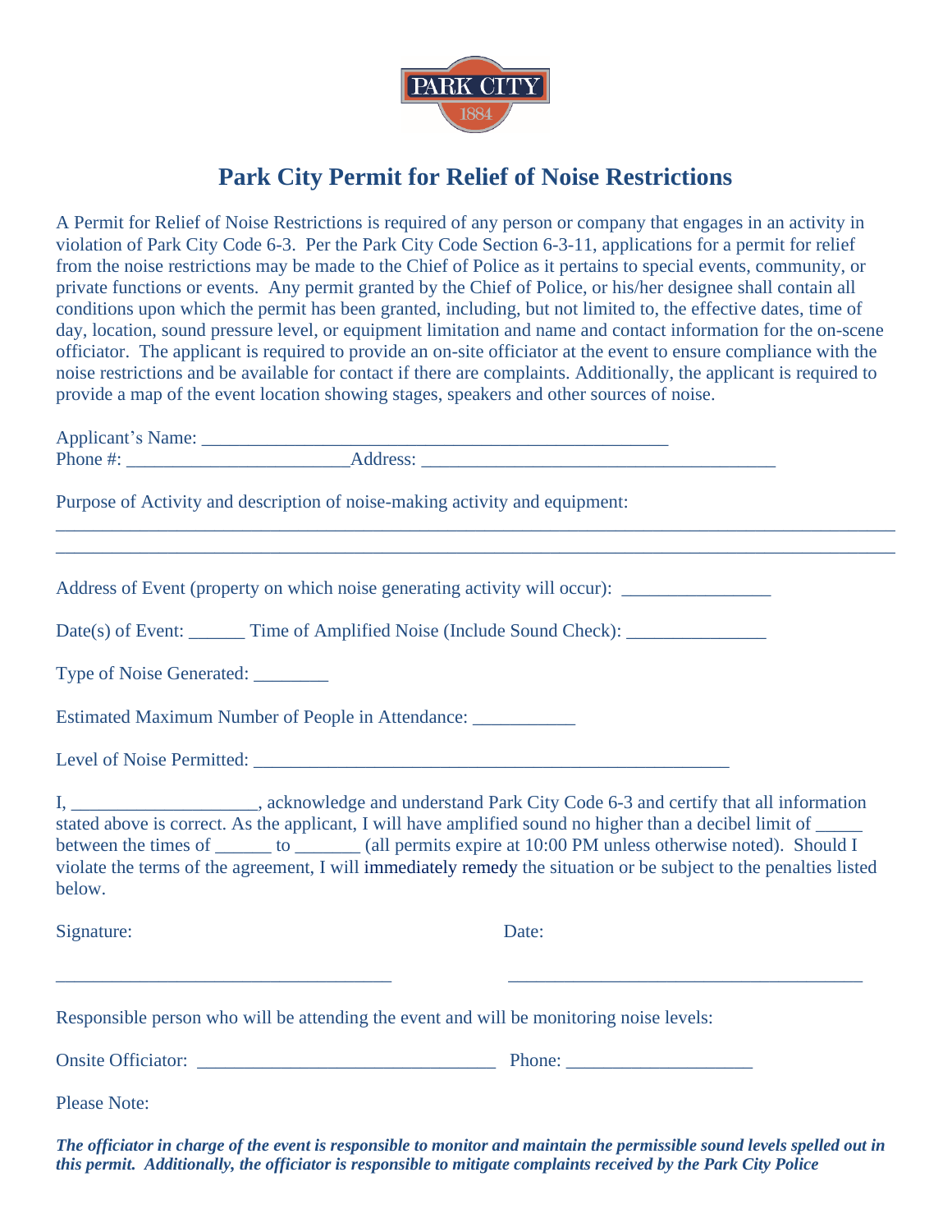# Park City Permit for Relief of Noise Restrictions

A Permit for Relief of Noise Restrictions is required of any person or company that engages in an activity in violation of Park City Code 6-3. Per the Park City Code Section 6-3-11, applications for a permit for relief from the noise restrictions may be made to the Chief of Police as it pertains to special events, community, or private functions or events. Any permit granted by the Chief of Police, or his/her designee shall contain all conditions upon which the permit has been granted, including, but not limited to, the effective dates, time of day, location, sound pressure level, or equipment limitation and name and contact information for the on-scene officiator. The applicant is required to provide an on-site officiator at the event to ensure compliance with the noise restrictions and be available for contact if there are complaints. Additionally, the applicant is required to provide a map of the event location showing stages, speakers and other sources of noise.

Applicant's Name: ___________________________________________________

Phone #: ________________________Address: ______________________________________

Purpose of Activity and description of noise-making activity and equipment:

___________________________________________________________________________________________

___________________________________________________________________________________________

Address of Event (property on which noise generating activity will occur): ________________

Date(s) of Event: ______ Time of Amplified Noise (Include Sound Check): _______________

Type of Noise Generated: ________

Estimated Maximum Number of People in Attendance: ___________

Level of Noise Permitted: ____________________________________________________

I, ___________________, acknowledge and understand Park City Code 6-3 and certify that all information stated above is correct. As the applicant, I will have amplified sound no higher than a decibel limit of _____ between the times of ______ to _______ (all permits expire at 10:00 PM unless otherwise noted). Should I violate the terms of the agreement, I will immediately remedy the situation or be subject to the penalties listed below.

Signature: ____________________________________ Date: ______________________________________

Responsible person who will be attending the event and will be monitoring noise levels:

Onsite Officiator: ________________________________ Phone: ____________________

Please Note:

***The officiator in charge of the event is responsible to monitor and maintain the permissible sound levels spelled out in this permit. Additionally, the officiator is responsible to mitigate complaints received by the Park City Police***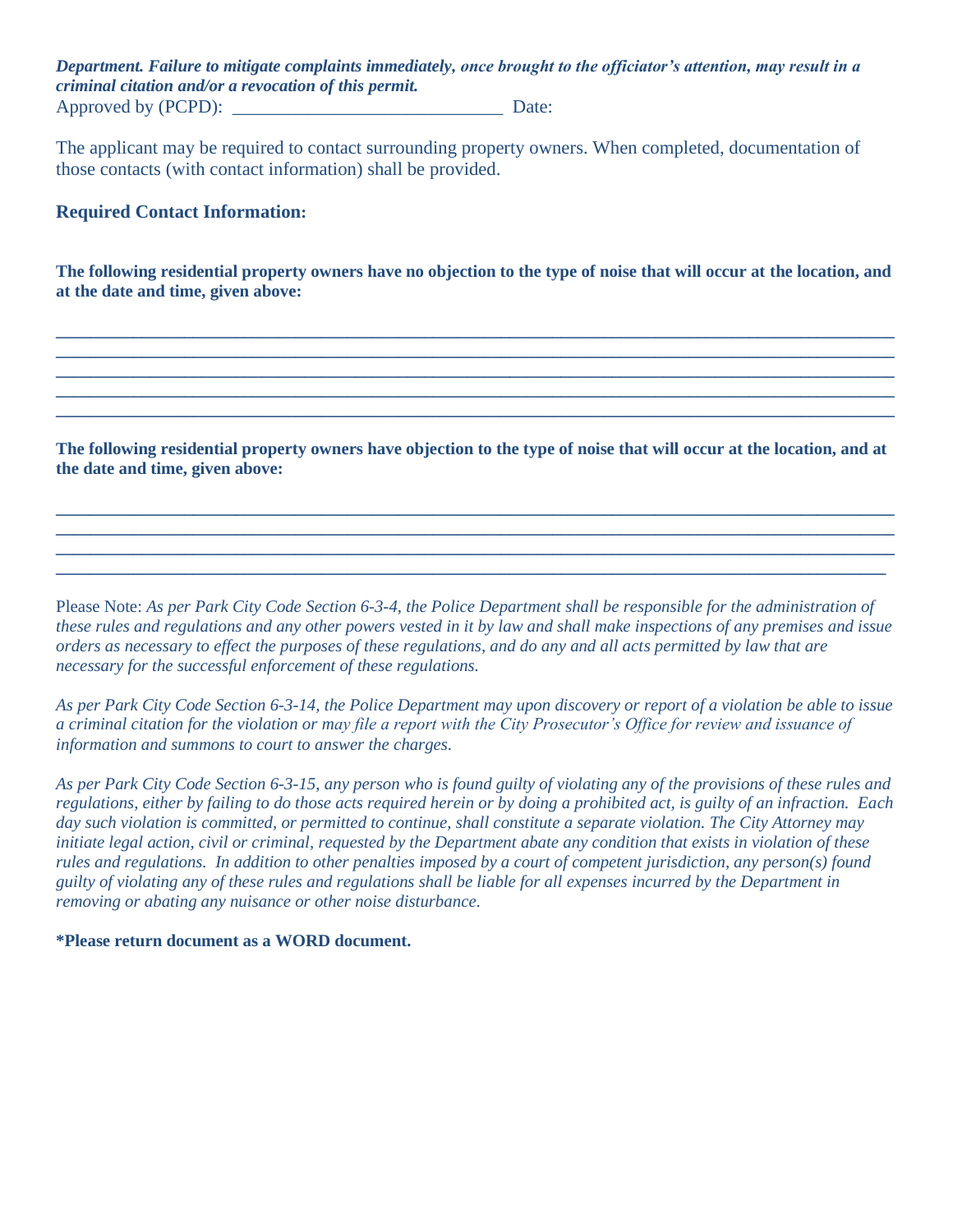***Department. Failure to mitigate complaints immediately, once brought to the officiator's attention, may result in a criminal citation and/or a revocation of this permit.***

Approved by (PCPD): ______________________________ Date:

The applicant may be required to contact surrounding property owners. When completed, documentation of those contacts (with contact information) shall be provided.

**Required Contact Information:**

**The following residential property owners have no objection to the type of noise that will occur at the location, and at the date and time, given above:**

______________________________________________________________________________________________
______________________________________________________________________________________________
______________________________________________________________________________________________
______________________________________________________________________________________________
______________________________________________________________________________________________

**The following residential property owners have objection to the type of noise that will occur at the location, and at the date and time, given above:**

______________________________________________________________________________________________
______________________________________________________________________________________________
______________________________________________________________________________________________
______________________________________________________________________________________________

Please Note: *As per Park City Code Section 6-3-4, the Police Department shall be responsible for the administration of these rules and regulations and any other powers vested in it by law and shall make inspections of any premises and issue orders as necessary to effect the purposes of these regulations, and do any and all acts permitted by law that are necessary for the successful enforcement of these regulations.*

*As per Park City Code Section 6-3-14, the Police Department may upon discovery or report of a violation be able to issue a criminal citation for the violation or may file a report with the City Prosecutor's Office for review and issuance of information and summons to court to answer the charges.*

*As per Park City Code Section 6-3-15, any person who is found guilty of violating any of the provisions of these rules and regulations, either by failing to do those acts required herein or by doing a prohibited act, is guilty of an infraction. Each day such violation is committed, or permitted to continue, shall constitute a separate violation. The City Attorney may initiate legal action, civil or criminal, requested by the Department abate any condition that exists in violation of these rules and regulations. In addition to other penalties imposed by a court of competent jurisdiction, any person(s) found guilty of violating any of these rules and regulations shall be liable for all expenses incurred by the Department in removing or abating any nuisance or other noise disturbance.*

**\*Please return document as a WORD document.**